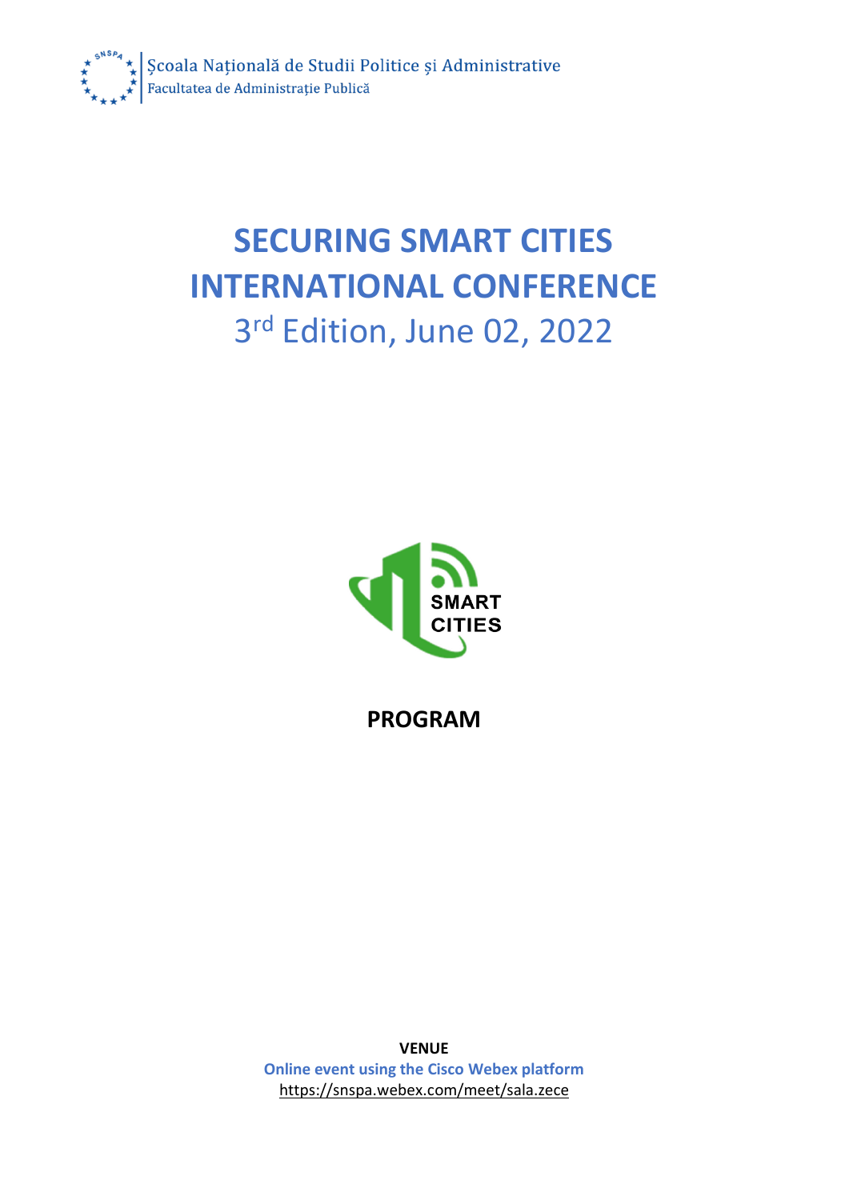Școala Națională de Studii Politice și Administrative
Facultatea de Administrație Publică

# SECURING SMART CITIES INTERNATIONAL CONFERENCE

## 3rd Edition, June 02, 2022

SMART CITIES

**PROGRAM**

**VENUE**

**Online event using the Cisco Webex platform**

https://snspa.webex.com/meet/sala.zece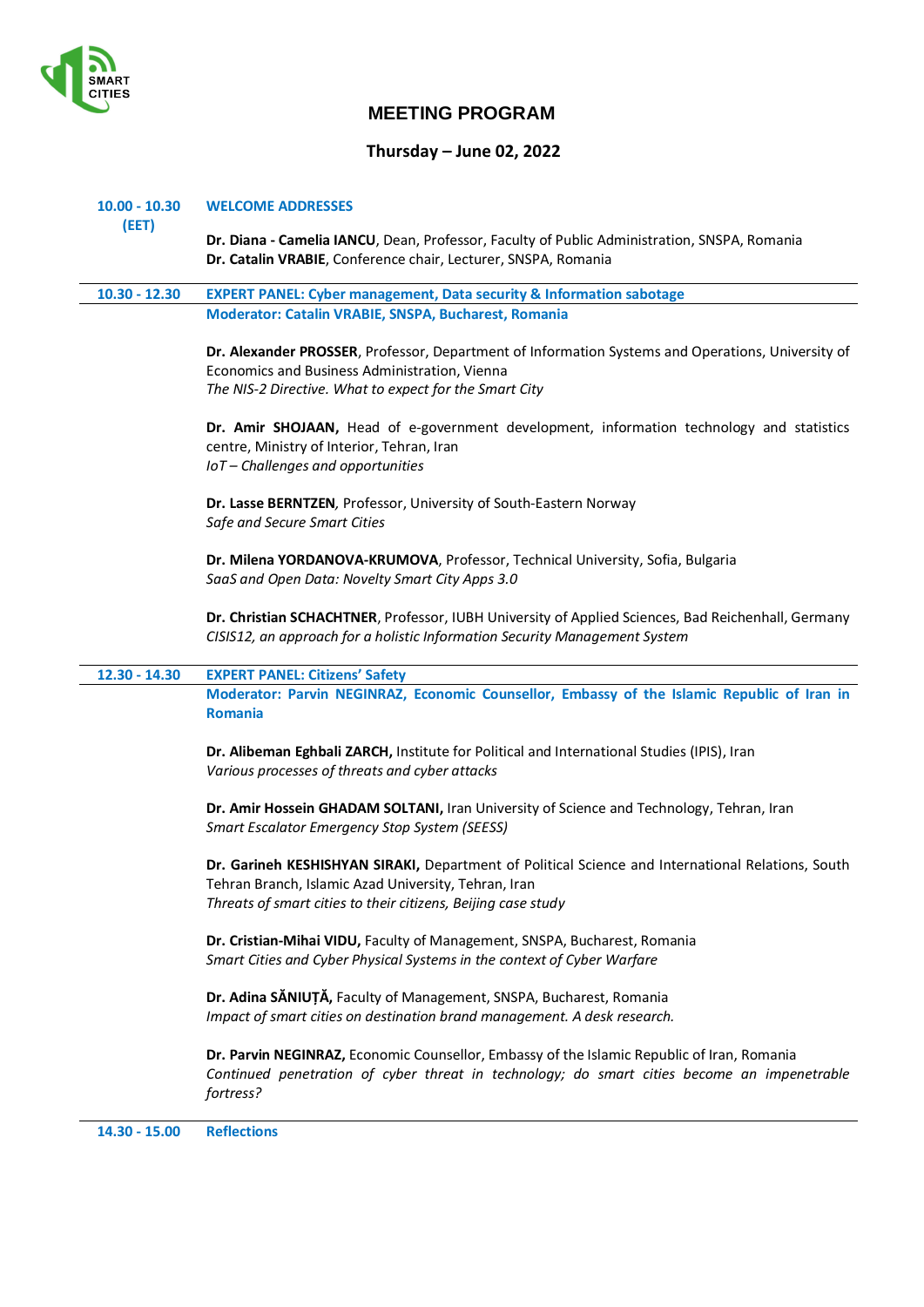SMART CITIES

# MEETING PROGRAM

## Thursday – June 02, 2022

**10.00 - 10.30 (EET)** — **WELCOME ADDRESSES**

**Dr. Diana - Camelia IANCU**, Dean, Professor, Faculty of Public Administration, SNSPA, Romania
**Dr. Catalin VRABIE**, Conference chair, Lecturer, SNSPA, Romania

---

**10.30 - 12.30** — **EXPERT PANEL: Cyber management, Data security & Information sabotage**
**Moderator: Catalin VRABIE, SNSPA, Bucharest, Romania**

**Dr. Alexander PROSSER**, Professor, Department of Information Systems and Operations, University of Economics and Business Administration, Vienna
*The NIS-2 Directive. What to expect for the Smart City*

**Dr. Amir SHOJAAN,** Head of e-government development, information technology and statistics centre, Ministry of Interior, Tehran, Iran
*IoT – Challenges and opportunities*

**Dr. Lasse BERNTZEN***,* Professor, University of South-Eastern Norway
*Safe and Secure Smart Cities*

**Dr. Milena YORDANOVA-KRUMOVA**, Professor, Technical University, Sofia, Bulgaria
*SaaS and Open Data: Novelty Smart City Apps 3.0*

**Dr. Christian SCHACHTNER**, Professor, IUBH University of Applied Sciences, Bad Reichenhall, Germany
*CISIS12, an approach for a holistic Information Security Management System*

---

**12.30 - 14.30** — **EXPERT PANEL: Citizens' Safety**
**Moderator: Parvin NEGINRAZ, Economic Counsellor, Embassy of the Islamic Republic of Iran in Romania**

**Dr. Alibeman Eghbali ZARCH,** Institute for Political and International Studies (IPIS), Iran
*Various processes of threats and cyber attacks*

**Dr. Amir Hossein GHADAM SOLTANI,** Iran University of Science and Technology, Tehran, Iran
*Smart Escalator Emergency Stop System (SEESS)*

**Dr. Garineh KESHISHYAN SIRAKI,** Department of Political Science and International Relations, South Tehran Branch, Islamic Azad University, Tehran, Iran
*Threats of smart cities to their citizens, Beijing case study*

**Dr. Cristian-Mihai VIDU,** Faculty of Management, SNSPA, Bucharest, Romania
*Smart Cities and Cyber Physical Systems in the context of Cyber Warfare*

**Dr. Adina SĂNIUȚĂ,** Faculty of Management, SNSPA, Bucharest, Romania
*Impact of smart cities on destination brand management. A desk research.*

**Dr. Parvin NEGINRAZ,** Economic Counsellor, Embassy of the Islamic Republic of Iran, Romania
*Continued penetration of cyber threat in technology; do smart cities become an impenetrable fortress?*

---

**14.30 - 15.00** — **Reflections**